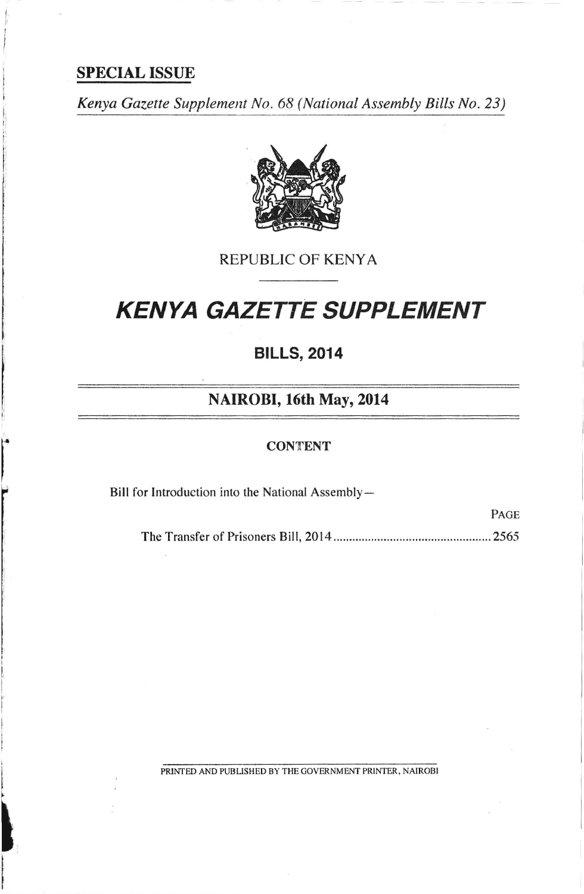**SPECIAL ISSUE**

*Kenya Gazette Supplement No. 68 (National Assembly Bills No. 23)*

REPUBLIC OF KENYA

# *KENYA GAZETTE SUPPLEMENT*

## BILLS, 2014

### NAIROBI, 16th May, 2014

**CONTENT**

Bill for Introduction into the National Assembly—

| | PAGE |
|---|---|
| The Transfer of Prisoners Bill, 2014 | 2565 |

PRINTED AND PUBLISHED BY THE GOVERNMENT PRINTER, NAIROBI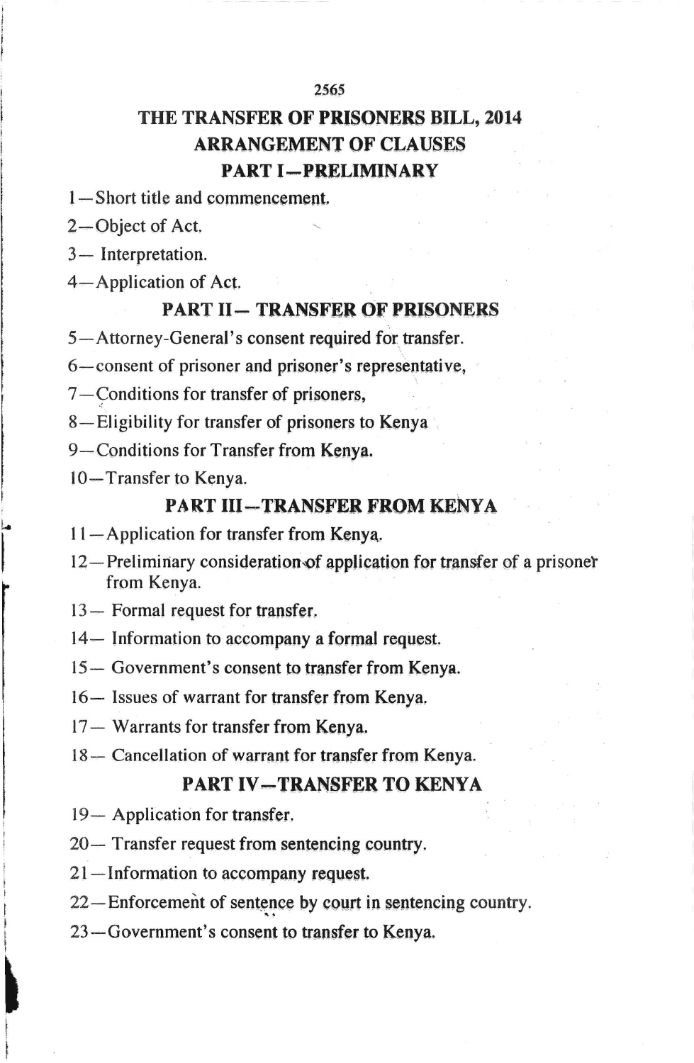# THE TRANSFER OF PRISONERS BILL, 2014

## ARRANGEMENT OF CLAUSES

### PART I—PRELIMINARY

1—Short title and commencement.

2—Object of Act.

3— Interpretation.

4—Application of Act.

### PART II— TRANSFER OF PRISONERS

5—Attorney-General's consent required for transfer.

6—consent of prisoner and prisoner's representative,

7—Conditions for transfer of prisoners,

8—Eligibility for transfer of prisoners to Kenya

9—Conditions for Transfer from Kenya.

10—Transfer to Kenya.

### PART III—TRANSFER FROM KENYA

11—Application for transfer from Kenya.

12—Preliminary consideration of application for transfer of a prisoner from Kenya.

13— Formal request for transfer.

14— Information to accompany a formal request.

15— Government's consent to transfer from Kenya.

16— Issues of warrant for transfer from Kenya.

17— Warrants for transfer from Kenya.

18— Cancellation of warrant for transfer from Kenya.

### PART IV—TRANSFER TO KENYA

19— Application for transfer.

20— Transfer request from sentencing country.

21—Information to accompany request.

22—Enforcement of sentence by court in sentencing country.

23—Government's consent to transfer to Kenya.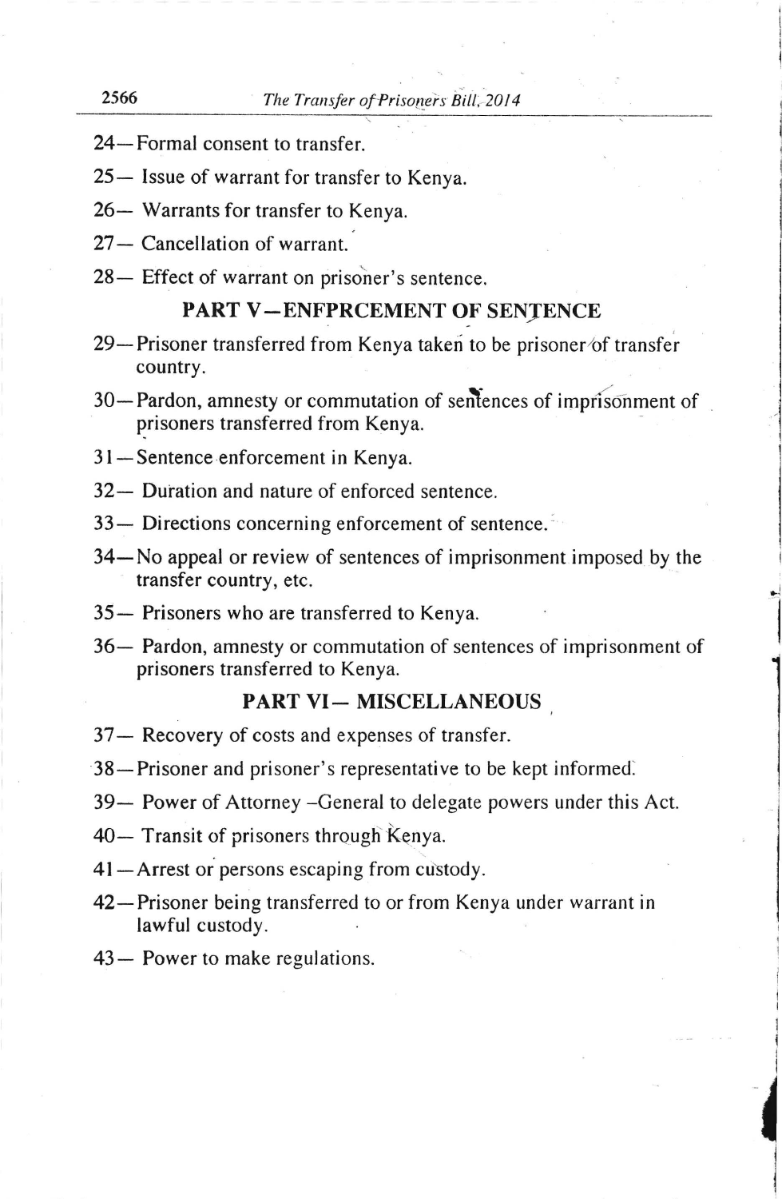24—Formal consent to transfer.

25— Issue of warrant for transfer to Kenya.

26— Warrants for transfer to Kenya.

27— Cancellation of warrant.

28— Effect of warrant on prisoner's sentence.

## PART V—ENFPRCEMENT OF SENTENCE

29—Prisoner transferred from Kenya taken to be prisoner of transfer country.

30—Pardon, amnesty or commutation of sentences of imprisonment of prisoners transferred from Kenya.

31—Sentence enforcement in Kenya.

32— Duration and nature of enforced sentence.

33— Directions concerning enforcement of sentence.

34—No appeal or review of sentences of imprisonment imposed by the transfer country, etc.

35— Prisoners who are transferred to Kenya.

36— Pardon, amnesty or commutation of sentences of imprisonment of prisoners transferred to Kenya.

## PART VI— MISCELLANEOUS

37— Recovery of costs and expenses of transfer.

38—Prisoner and prisoner's representative to be kept informed.

39— Power of Attorney –General to delegate powers under this Act.

40— Transit of prisoners through Kenya.

41—Arrest or persons escaping from custody.

42—Prisoner being transferred to or from Kenya under warrant in lawful custody.

43— Power to make regulations.